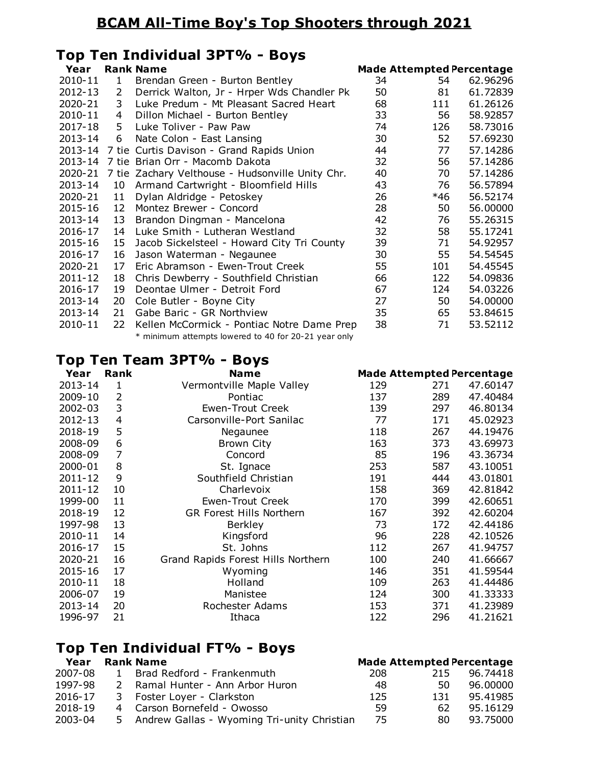# BCAM All-Time Boy's Top Shooters through 2021

## Top Ten Individual 3PT% - Boys

| Year | Rank | Name | Made | Attempted | Percentage |
|---|---|---|---|---|---|
| 2010-11 | 1 | Brendan Green - Burton Bentley | 34 | 54 | 62.96296 |
| 2012-13 | 2 | Derrick Walton, Jr - Hrper Wds Chandler Pk | 50 | 81 | 61.72839 |
| 2020-21 | 3 | Luke Predum - Mt Pleasant Sacred Heart | 68 | 111 | 61.26126 |
| 2010-11 | 4 | Dillon Michael - Burton Bentley | 33 | 56 | 58.92857 |
| 2017-18 | 5 | Luke Toliver - Paw Paw | 74 | 126 | 58.73016 |
| 2013-14 | 6 | Nate Colon - East Lansing | 30 | 52 | 57.69230 |
| 2013-14 | 7 tie | Curtis Davison - Grand Rapids Union | 44 | 77 | 57.14286 |
| 2013-14 | 7 tie | Brian Orr - Macomb Dakota | 32 | 56 | 57.14286 |
| 2020-21 | 7 tie | Zachary Velthouse - Hudsonville Unity Chr. | 40 | 70 | 57.14286 |
| 2013-14 | 10 | Armand Cartwright - Bloomfield Hills | 43 | 76 | 56.57894 |
| 2020-21 | 11 | Dylan Aldridge - Petoskey | 26 | *46 | 56.52174 |
| 2015-16 | 12 | Montez Brewer - Concord | 28 | 50 | 56.00000 |
| 2013-14 | 13 | Brandon Dingman - Mancelona | 42 | 76 | 55.26315 |
| 2016-17 | 14 | Luke Smith - Lutheran Westland | 32 | 58 | 55.17241 |
| 2015-16 | 15 | Jacob Sickelsteel - Howard City Tri County | 39 | 71 | 54.92957 |
| 2016-17 | 16 | Jason Waterman - Negaunee | 30 | 55 | 54.54545 |
| 2020-21 | 17 | Eric Abramson - Ewen-Trout Creek | 55 | 101 | 54.45545 |
| 2011-12 | 18 | Chris Dewberry - Southfield Christian | 66 | 122 | 54.09836 |
| 2016-17 | 19 | Deontae Ulmer - Detroit Ford | 67 | 124 | 54.03226 |
| 2013-14 | 20 | Cole Butler - Boyne City | 27 | 50 | 54.00000 |
| 2013-14 | 21 | Gabe Baric - GR Northview | 35 | 65 | 53.84615 |
| 2010-11 | 22 | Kellen McCormick - Pontiac Notre Dame Prep | 38 | 71 | 53.52112 |

* minimum attempts lowered to 40 for 20-21 year only

## Top Ten Team 3PT% - Boys

| Year | Rank | Name | Made | Attempted | Percentage |
|---|---|---|---|---|---|
| 2013-14 | 1 | Vermontville Maple Valley | 129 | 271 | 47.60147 |
| 2009-10 | 2 | Pontiac | 137 | 289 | 47.40484 |
| 2002-03 | 3 | Ewen-Trout Creek | 139 | 297 | 46.80134 |
| 2012-13 | 4 | Carsonville-Port Sanilac | 77 | 171 | 45.02923 |
| 2018-19 | 5 | Negaunee | 118 | 267 | 44.19476 |
| 2008-09 | 6 | Brown City | 163 | 373 | 43.69973 |
| 2008-09 | 7 | Concord | 85 | 196 | 43.36734 |
| 2000-01 | 8 | St. Ignace | 253 | 587 | 43.10051 |
| 2011-12 | 9 | Southfield Christian | 191 | 444 | 43.01801 |
| 2011-12 | 10 | Charlevoix | 158 | 369 | 42.81842 |
| 1999-00 | 11 | Ewen-Trout Creek | 170 | 399 | 42.60651 |
| 2018-19 | 12 | GR Forest Hills Northern | 167 | 392 | 42.60204 |
| 1997-98 | 13 | Berkley | 73 | 172 | 42.44186 |
| 2010-11 | 14 | Kingsford | 96 | 228 | 42.10526 |
| 2016-17 | 15 | St. Johns | 112 | 267 | 41.94757 |
| 2020-21 | 16 | Grand Rapids Forest Hills Northern | 100 | 240 | 41.66667 |
| 2015-16 | 17 | Wyoming | 146 | 351 | 41.59544 |
| 2010-11 | 18 | Holland | 109 | 263 | 41.44486 |
| 2006-07 | 19 | Manistee | 124 | 300 | 41.33333 |
| 2013-14 | 20 | Rochester Adams | 153 | 371 | 41.23989 |
| 1996-97 | 21 | Ithaca | 122 | 296 | 41.21621 |

## Top Ten Individual FT% - Boys

| Year | Rank | Name | Made | Attempted | Percentage |
|---|---|---|---|---|---|
| 2007-08 | 1 | Brad Redford - Frankenmuth | 208 | 215 | 96.74418 |
| 1997-98 | 2 | Ramal Hunter - Ann Arbor Huron | 48 | 50 | 96.00000 |
| 2016-17 | 3 | Foster Loyer - Clarkston | 125 | 131 | 95.41985 |
| 2018-19 | 4 | Carson Bornefeld - Owosso | 59 | 62 | 95.16129 |
| 2003-04 | 5 | Andrew Gallas - Wyoming Tri-unity Christian | 75 | 80 | 93.75000 |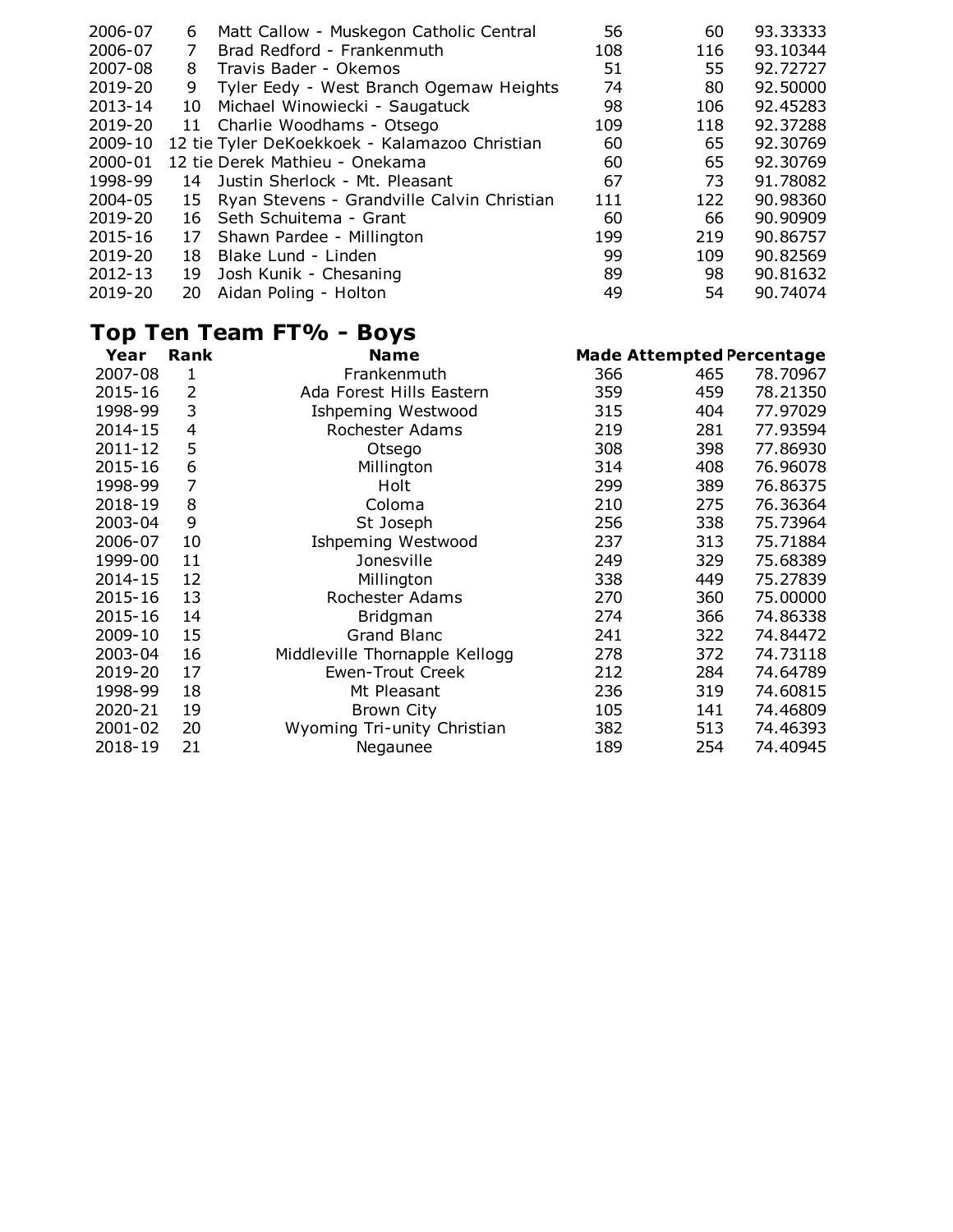| | | | | | |
|---|---|---|---|---|---|
| 2006-07 | 6 | Matt Callow - Muskegon Catholic Central | 56 | 60 | 93.33333 |
| 2006-07 | 7 | Brad Redford - Frankenmuth | 108 | 116 | 93.10344 |
| 2007-08 | 8 | Travis Bader - Okemos | 51 | 55 | 92.72727 |
| 2019-20 | 9 | Tyler Eedy - West Branch Ogemaw Heights | 74 | 80 | 92.50000 |
| 2013-14 | 10 | Michael Winowiecki - Saugatuck | 98 | 106 | 92.45283 |
| 2019-20 | 11 | Charlie Woodhams - Otsego | 109 | 118 | 92.37288 |
| 2009-10 | 12 tie | Tyler DeKoekkoek - Kalamazoo Christian | 60 | 65 | 92.30769 |
| 2000-01 | 12 tie | Derek Mathieu - Onekama | 60 | 65 | 92.30769 |
| 1998-99 | 14 | Justin Sherlock - Mt. Pleasant | 67 | 73 | 91.78082 |
| 2004-05 | 15 | Ryan Stevens - Grandville Calvin Christian | 111 | 122 | 90.98360 |
| 2019-20 | 16 | Seth Schuitema - Grant | 60 | 66 | 90.90909 |
| 2015-16 | 17 | Shawn Pardee - Millington | 199 | 219 | 90.86757 |
| 2019-20 | 18 | Blake Lund - Linden | 99 | 109 | 90.82569 |
| 2012-13 | 19 | Josh Kunik - Chesaning | 89 | 98 | 90.81632 |
| 2019-20 | 20 | Aidan Poling - Holton | 49 | 54 | 90.74074 |

## Top Ten Team FT% - Boys

| Year | Rank | Name | Made | Attempted | Percentage |
|---|---|---|---|---|---|
| 2007-08 | 1 | Frankenmuth | 366 | 465 | 78.70967 |
| 2015-16 | 2 | Ada Forest Hills Eastern | 359 | 459 | 78.21350 |
| 1998-99 | 3 | Ishpeming Westwood | 315 | 404 | 77.97029 |
| 2014-15 | 4 | Rochester Adams | 219 | 281 | 77.93594 |
| 2011-12 | 5 | Otsego | 308 | 398 | 77.86930 |
| 2015-16 | 6 | Millington | 314 | 408 | 76.96078 |
| 1998-99 | 7 | Holt | 299 | 389 | 76.86375 |
| 2018-19 | 8 | Coloma | 210 | 275 | 76.36364 |
| 2003-04 | 9 | St Joseph | 256 | 338 | 75.73964 |
| 2006-07 | 10 | Ishpeming Westwood | 237 | 313 | 75.71884 |
| 1999-00 | 11 | Jonesville | 249 | 329 | 75.68389 |
| 2014-15 | 12 | Millington | 338 | 449 | 75.27839 |
| 2015-16 | 13 | Rochester Adams | 270 | 360 | 75.00000 |
| 2015-16 | 14 | Bridgman | 274 | 366 | 74.86338 |
| 2009-10 | 15 | Grand Blanc | 241 | 322 | 74.84472 |
| 2003-04 | 16 | Middleville Thornapple Kellogg | 278 | 372 | 74.73118 |
| 2019-20 | 17 | Ewen-Trout Creek | 212 | 284 | 74.64789 |
| 1998-99 | 18 | Mt Pleasant | 236 | 319 | 74.60815 |
| 2020-21 | 19 | Brown City | 105 | 141 | 74.46809 |
| 2001-02 | 20 | Wyoming Tri-unity Christian | 382 | 513 | 74.46393 |
| 2018-19 | 21 | Negaunee | 189 | 254 | 74.40945 |